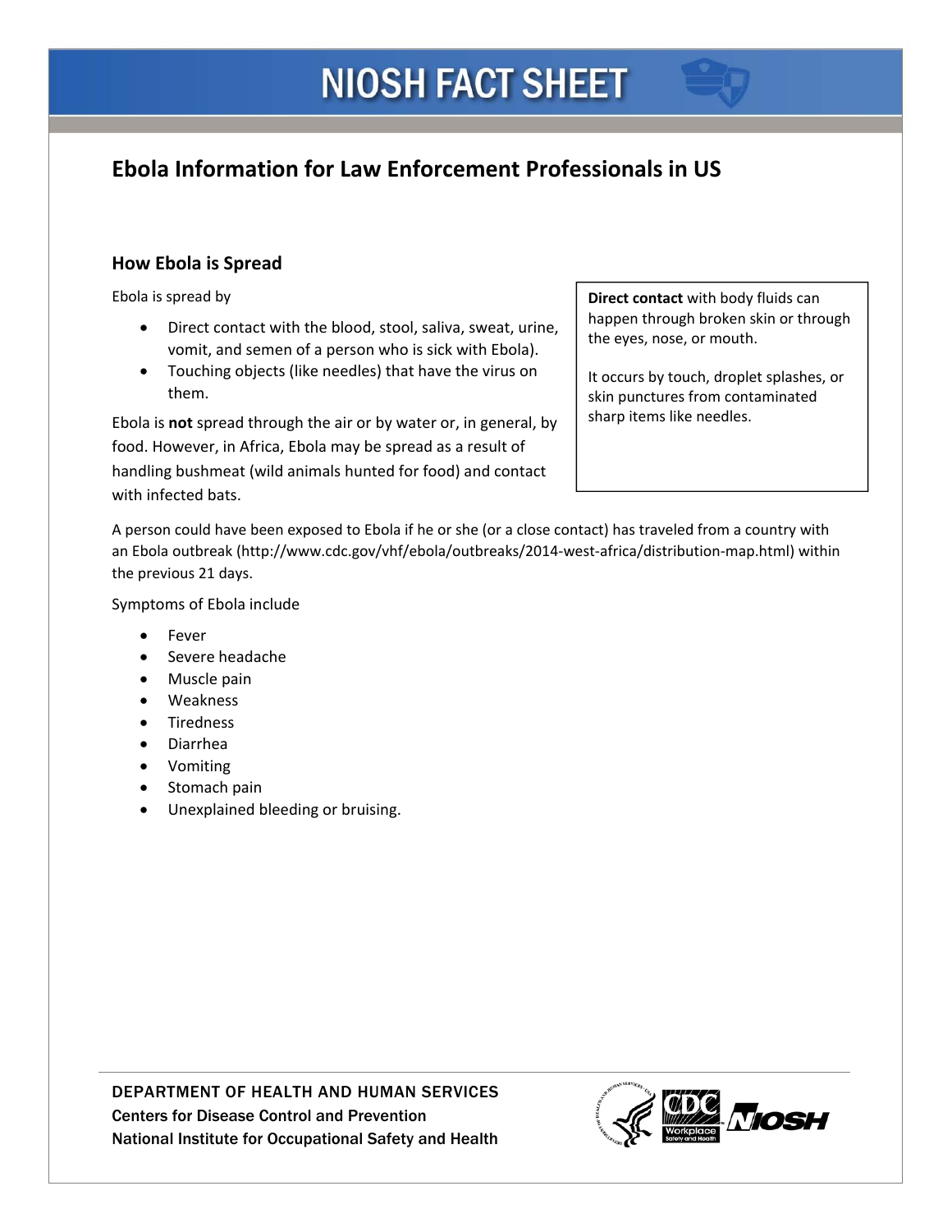# NIOSH FACT SHEET

## Ebola Information for Law Enforcement Professionals in US

### How Ebola is Spread

Ebola is spread by

- Direct contact with the blood, stool, saliva, sweat, urine, vomit, and semen of a person who is sick with Ebola).
- Touching objects (like needles) that have the virus on them.

Ebola is **not** spread through the air or by water or, in general, by food. However, in Africa, Ebola may be spread as a result of handling bushmeat (wild animals hunted for food) and contact with infected bats.

> **Direct contact** with body fluids can happen through broken skin or through the eyes, nose, or mouth.
>
> It occurs by touch, droplet splashes, or skin punctures from contaminated sharp items like needles.

A person could have been exposed to Ebola if he or she (or a close contact) has traveled from a country with an Ebola outbreak (http://www.cdc.gov/vhf/ebola/outbreaks/2014-west-africa/distribution-map.html) within the previous 21 days.

Symptoms of Ebola include

- Fever
- Severe headache
- Muscle pain
- Weakness
- Tiredness
- Diarrhea
- Vomiting
- Stomach pain
- Unexplained bleeding or bruising.

DEPARTMENT OF HEALTH AND HUMAN SERVICES
Centers for Disease Control and Prevention
National Institute for Occupational Safety and Health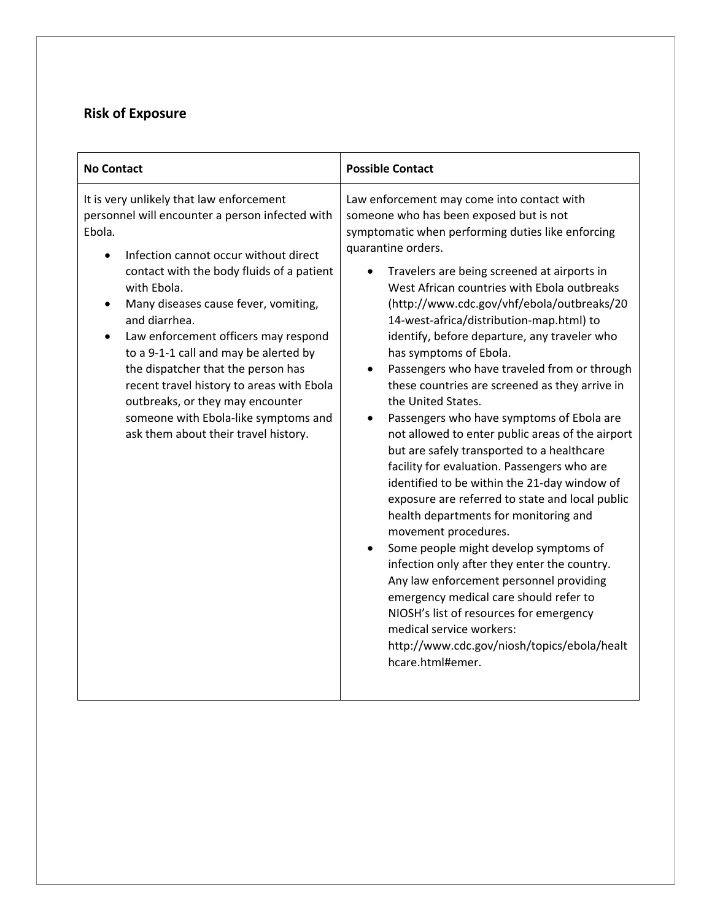### Risk of Exposure

| No Contact | Possible Contact |
| --- | --- |
| It is very unlikely that law enforcement personnel will encounter a person infected with Ebola.<br><ul><li>Infection cannot occur without direct contact with the body fluids of a patient with Ebola.</li><li>Many diseases cause fever, vomiting, and diarrhea.</li><li>Law enforcement officers may respond to a 9-1-1 call and may be alerted by the dispatcher that the person has recent travel history to areas with Ebola outbreaks, or they may encounter someone with Ebola-like symptoms and ask them about their travel history.</li></ul> | Law enforcement may come into contact with someone who has been exposed but is not symptomatic when performing duties like enforcing quarantine orders.<br><ul><li>Travelers are being screened at airports in West African countries with Ebola outbreaks (http://www.cdc.gov/vhf/ebola/outbreaks/2014-west-africa/distribution-map.html) to identify, before departure, any traveler who has symptoms of Ebola.</li><li>Passengers who have traveled from or through these countries are screened as they arrive in the United States.</li><li>Passengers who have symptoms of Ebola are not allowed to enter public areas of the airport but are safely transported to a healthcare facility for evaluation. Passengers who are identified to be within the 21-day window of exposure are referred to state and local public health departments for monitoring and movement procedures.</li><li>Some people might develop symptoms of infection only after they enter the country. Any law enforcement personnel providing emergency medical care should refer to NIOSH's list of resources for emergency medical service workers: http://www.cdc.gov/niosh/topics/ebola/healthcare.html#emer.</li></ul> |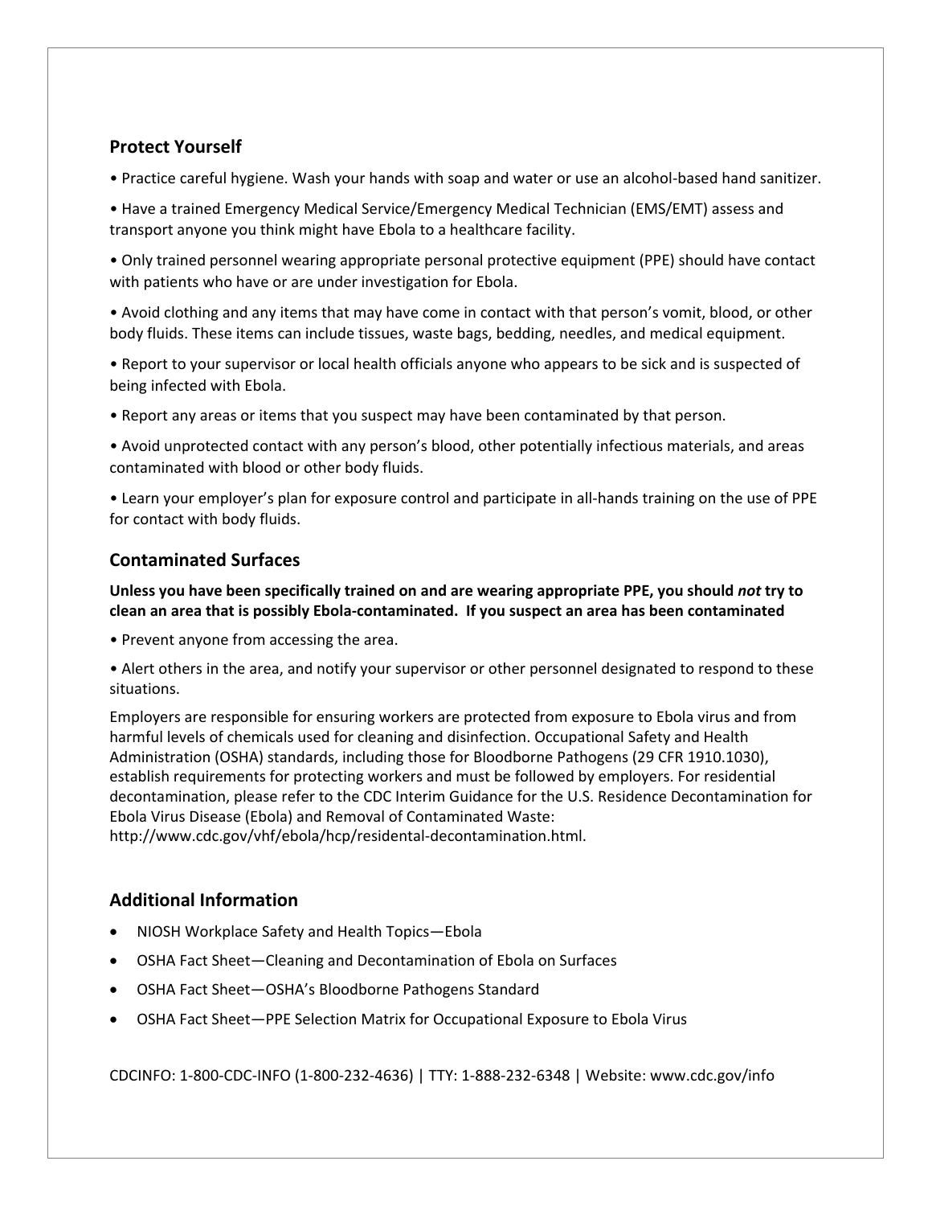## Protect Yourself

- Practice careful hygiene. Wash your hands with soap and water or use an alcohol-based hand sanitizer.
- Have a trained Emergency Medical Service/Emergency Medical Technician (EMS/EMT) assess and transport anyone you think might have Ebola to a healthcare facility.
- Only trained personnel wearing appropriate personal protective equipment (PPE) should have contact with patients who have or are under investigation for Ebola.
- Avoid clothing and any items that may have come in contact with that person's vomit, blood, or other body fluids. These items can include tissues, waste bags, bedding, needles, and medical equipment.
- Report to your supervisor or local health officials anyone who appears to be sick and is suspected of being infected with Ebola.
- Report any areas or items that you suspect may have been contaminated by that person.
- Avoid unprotected contact with any person's blood, other potentially infectious materials, and areas contaminated with blood or other body fluids.
- Learn your employer's plan for exposure control and participate in all-hands training on the use of PPE for contact with body fluids.

## Contaminated Surfaces

**Unless you have been specifically trained on and are wearing appropriate PPE, you should *not* try to clean an area that is possibly Ebola-contaminated. If you suspect an area has been contaminated**

- Prevent anyone from accessing the area.
- Alert others in the area, and notify your supervisor or other personnel designated to respond to these situations.

Employers are responsible for ensuring workers are protected from exposure to Ebola virus and from harmful levels of chemicals used for cleaning and disinfection. Occupational Safety and Health Administration (OSHA) standards, including those for Bloodborne Pathogens (29 CFR 1910.1030), establish requirements for protecting workers and must be followed by employers. For residential decontamination, please refer to the CDC Interim Guidance for the U.S. Residence Decontamination for Ebola Virus Disease (Ebola) and Removal of Contaminated Waste: http://www.cdc.gov/vhf/ebola/hcp/residental-decontamination.html.

## Additional Information

- NIOSH Workplace Safety and Health Topics—Ebola
- OSHA Fact Sheet—Cleaning and Decontamination of Ebola on Surfaces
- OSHA Fact Sheet—OSHA's Bloodborne Pathogens Standard
- OSHA Fact Sheet—PPE Selection Matrix for Occupational Exposure to Ebola Virus

CDCINFO: 1-800-CDC-INFO (1-800-232-4636) | TTY: 1-888-232-6348 | Website: www.cdc.gov/info